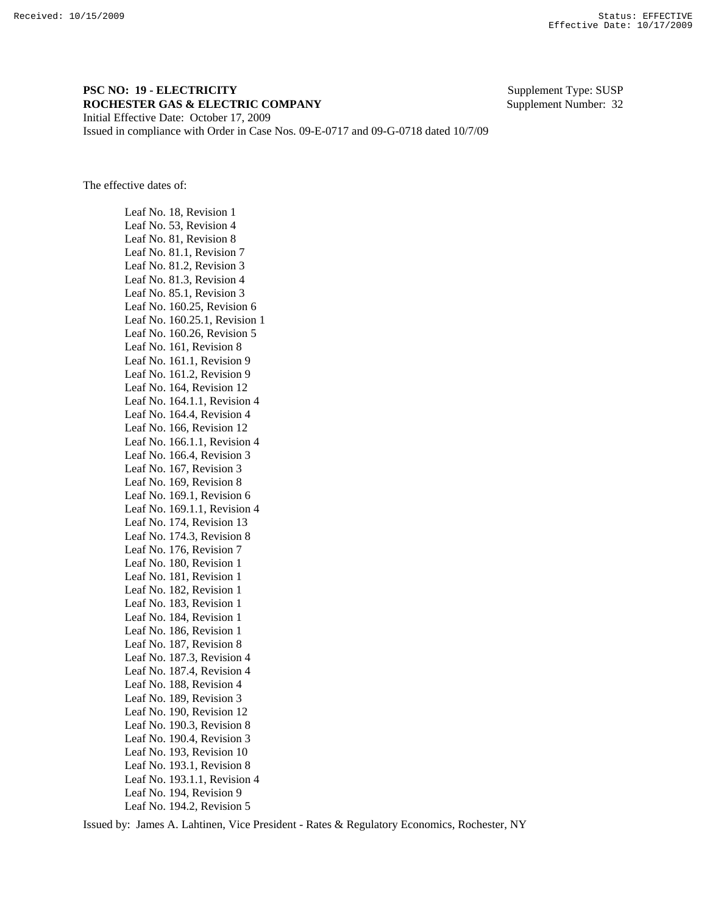Received: 10/15/2009 Status: EFFECTIVE
Effective Date: 10/17/2009

**PSC NO: 19 - ELECTRICITY** Supplement Type: SUSP
**ROCHESTER GAS & ELECTRIC COMPANY** Supplement Number: 32
Initial Effective Date: October 17, 2009
Issued in compliance with Order in Case Nos. 09-E-0717 and 09-G-0718 dated 10/7/09

The effective dates of:

Leaf No. 18, Revision 1
Leaf No. 53, Revision 4
Leaf No. 81, Revision 8
Leaf No. 81.1, Revision 7
Leaf No. 81.2, Revision 3
Leaf No. 81.3, Revision 4
Leaf No. 85.1, Revision 3
Leaf No. 160.25, Revision 6
Leaf No. 160.25.1, Revision 1
Leaf No. 160.26, Revision 5
Leaf No. 161, Revision 8
Leaf No. 161.1, Revision 9
Leaf No. 161.2, Revision 9
Leaf No. 164, Revision 12
Leaf No. 164.1.1, Revision 4
Leaf No. 164.4, Revision 4
Leaf No. 166, Revision 12
Leaf No. 166.1.1, Revision 4
Leaf No. 166.4, Revision 3
Leaf No. 167, Revision 3
Leaf No. 169, Revision 8
Leaf No. 169.1, Revision 6
Leaf No. 169.1.1, Revision 4
Leaf No. 174, Revision 13
Leaf No. 174.3, Revision 8
Leaf No. 176, Revision 7
Leaf No. 180, Revision 1
Leaf No. 181, Revision 1
Leaf No. 182, Revision 1
Leaf No. 183, Revision 1
Leaf No. 184, Revision 1
Leaf No. 186, Revision 1
Leaf No. 187, Revision 8
Leaf No. 187.3, Revision 4
Leaf No. 187.4, Revision 4
Leaf No. 188, Revision 4
Leaf No. 189, Revision 3
Leaf No. 190, Revision 12
Leaf No. 190.3, Revision 8
Leaf No. 190.4, Revision 3
Leaf No. 193, Revision 10
Leaf No. 193.1, Revision 8
Leaf No. 193.1.1, Revision 4
Leaf No. 194, Revision 9
Leaf No. 194.2, Revision 5

Issued by: James A. Lahtinen, Vice President - Rates & Regulatory Economics, Rochester, NY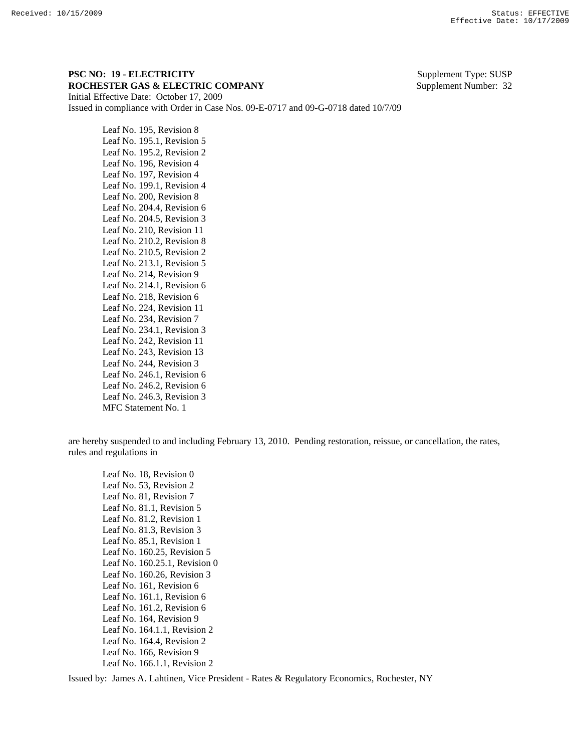**PSC NO: 19 - ELECTRICITY** Supplement Type: SUSP
**ROCHESTER GAS & ELECTRIC COMPANY** Supplement Number: 32
Initial Effective Date: October 17, 2009
Issued in compliance with Order in Case Nos. 09-E-0717 and 09-G-0718 dated 10/7/09

Leaf No. 195, Revision 8
Leaf No. 195.1, Revision 5
Leaf No. 195.2, Revision 2
Leaf No. 196, Revision 4
Leaf No. 197, Revision 4
Leaf No. 199.1, Revision 4
Leaf No. 200, Revision 8
Leaf No. 204.4, Revision 6
Leaf No. 204.5, Revision 3
Leaf No. 210, Revision 11
Leaf No. 210.2, Revision 8
Leaf No. 210.5, Revision 2
Leaf No. 213.1, Revision 5
Leaf No. 214, Revision 9
Leaf No. 214.1, Revision 6
Leaf No. 218, Revision 6
Leaf No. 224, Revision 11
Leaf No. 234, Revision 7
Leaf No. 234.1, Revision 3
Leaf No. 242, Revision 11
Leaf No. 243, Revision 13
Leaf No. 244, Revision 3
Leaf No. 246.1, Revision 6
Leaf No. 246.2, Revision 6
Leaf No. 246.3, Revision 3
MFC Statement No. 1

are hereby suspended to and including February 13, 2010. Pending restoration, reissue, or cancellation, the rates, rules and regulations in

Leaf No. 18, Revision 0
Leaf No. 53, Revision 2
Leaf No. 81, Revision 7
Leaf No. 81.1, Revision 5
Leaf No. 81.2, Revision 1
Leaf No. 81.3, Revision 3
Leaf No. 85.1, Revision 1
Leaf No. 160.25, Revision 5
Leaf No. 160.25.1, Revision 0
Leaf No. 160.26, Revision 3
Leaf No. 161, Revision 6
Leaf No. 161.1, Revision 6
Leaf No. 161.2, Revision 6
Leaf No. 164, Revision 9
Leaf No. 164.1.1, Revision 2
Leaf No. 164.4, Revision 2
Leaf No. 166, Revision 9
Leaf No. 166.1.1, Revision 2

Issued by: James A. Lahtinen, Vice President - Rates & Regulatory Economics, Rochester, NY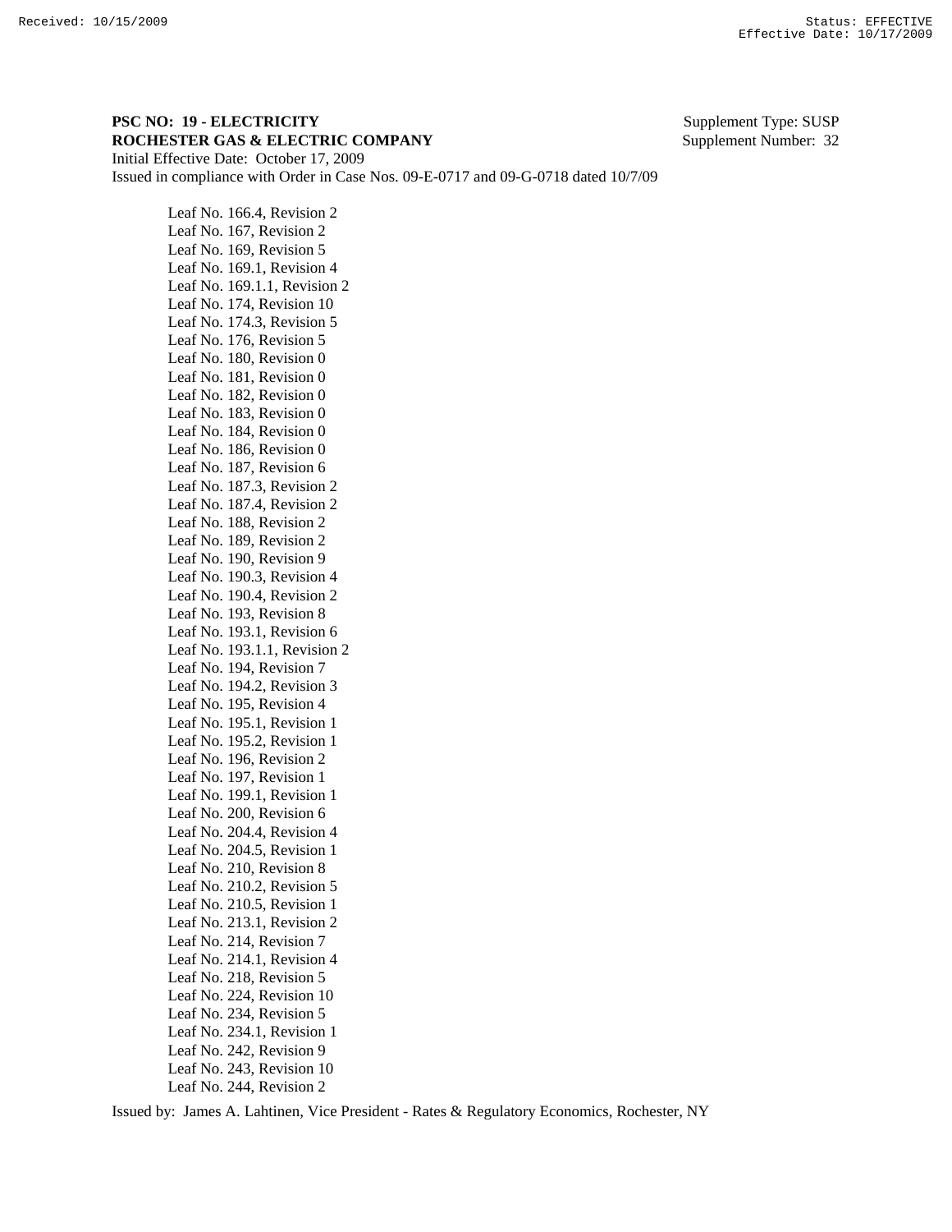**PSC NO: 19 - ELECTRICITY** Supplement Type: SUSP
**ROCHESTER GAS & ELECTRIC COMPANY** Supplement Number: 32
Initial Effective Date: October 17, 2009
Issued in compliance with Order in Case Nos. 09-E-0717 and 09-G-0718 dated 10/7/09

Leaf No. 166.4, Revision 2
Leaf No. 167, Revision 2
Leaf No. 169, Revision 5
Leaf No. 169.1, Revision 4
Leaf No. 169.1.1, Revision 2
Leaf No. 174, Revision 10
Leaf No. 174.3, Revision 5
Leaf No. 176, Revision 5
Leaf No. 180, Revision 0
Leaf No. 181, Revision 0
Leaf No. 182, Revision 0
Leaf No. 183, Revision 0
Leaf No. 184, Revision 0
Leaf No. 186, Revision 0
Leaf No. 187, Revision 6
Leaf No. 187.3, Revision 2
Leaf No. 187.4, Revision 2
Leaf No. 188, Revision 2
Leaf No. 189, Revision 2
Leaf No. 190, Revision 9
Leaf No. 190.3, Revision 4
Leaf No. 190.4, Revision 2
Leaf No. 193, Revision 8
Leaf No. 193.1, Revision 6
Leaf No. 193.1.1, Revision 2
Leaf No. 194, Revision 7
Leaf No. 194.2, Revision 3
Leaf No. 195, Revision 4
Leaf No. 195.1, Revision 1
Leaf No. 195.2, Revision 1
Leaf No. 196, Revision 2
Leaf No. 197, Revision 1
Leaf No. 199.1, Revision 1
Leaf No. 200, Revision 6
Leaf No. 204.4, Revision 4
Leaf No. 204.5, Revision 1
Leaf No. 210, Revision 8
Leaf No. 210.2, Revision 5
Leaf No. 210.5, Revision 1
Leaf No. 213.1, Revision 2
Leaf No. 214, Revision 7
Leaf No. 214.1, Revision 4
Leaf No. 218, Revision 5
Leaf No. 224, Revision 10
Leaf No. 234, Revision 5
Leaf No. 234.1, Revision 1
Leaf No. 242, Revision 9
Leaf No. 243, Revision 10
Leaf No. 244, Revision 2

Issued by: James A. Lahtinen, Vice President - Rates & Regulatory Economics, Rochester, NY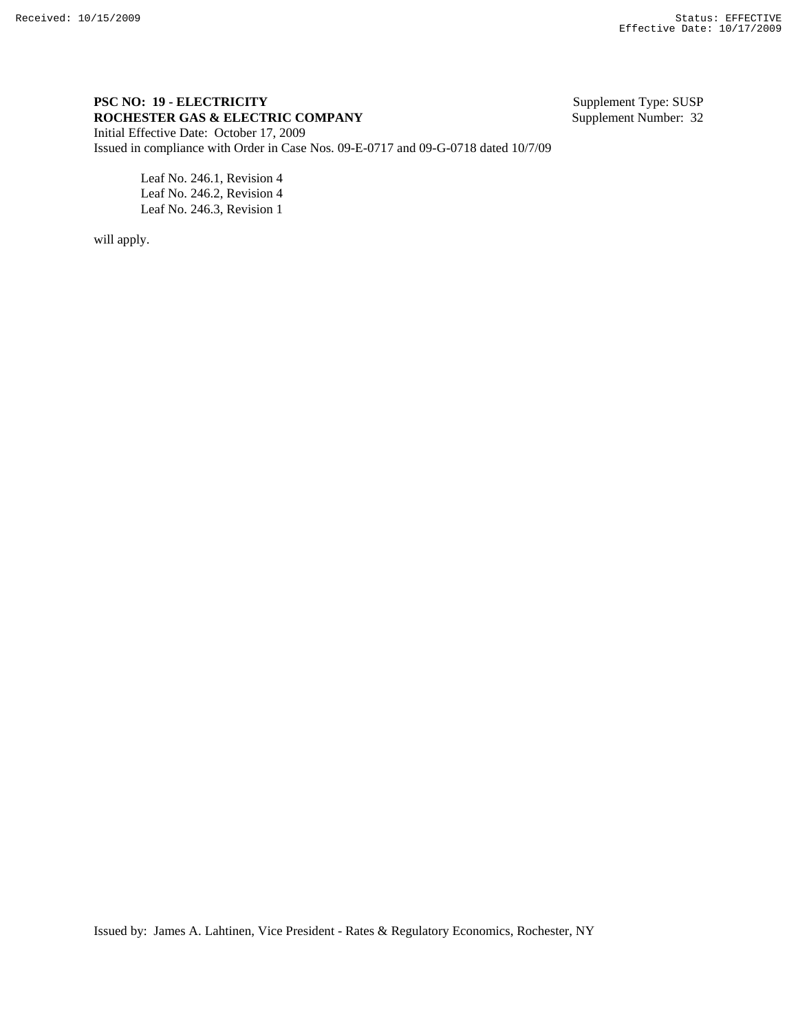**PSC NO: 19 - ELECTRICITY**
**ROCHESTER GAS & ELECTRIC COMPANY**
Initial Effective Date: October 17, 2009
Issued in compliance with Order in Case Nos. 09-E-0717 and 09-G-0718 dated 10/7/09

Supplement Type: SUSP
Supplement Number: 32

Leaf No. 246.1, Revision 4
Leaf No. 246.2, Revision 4
Leaf No. 246.3, Revision 1

will apply.

Issued by: James A. Lahtinen, Vice President - Rates & Regulatory Economics, Rochester, NY